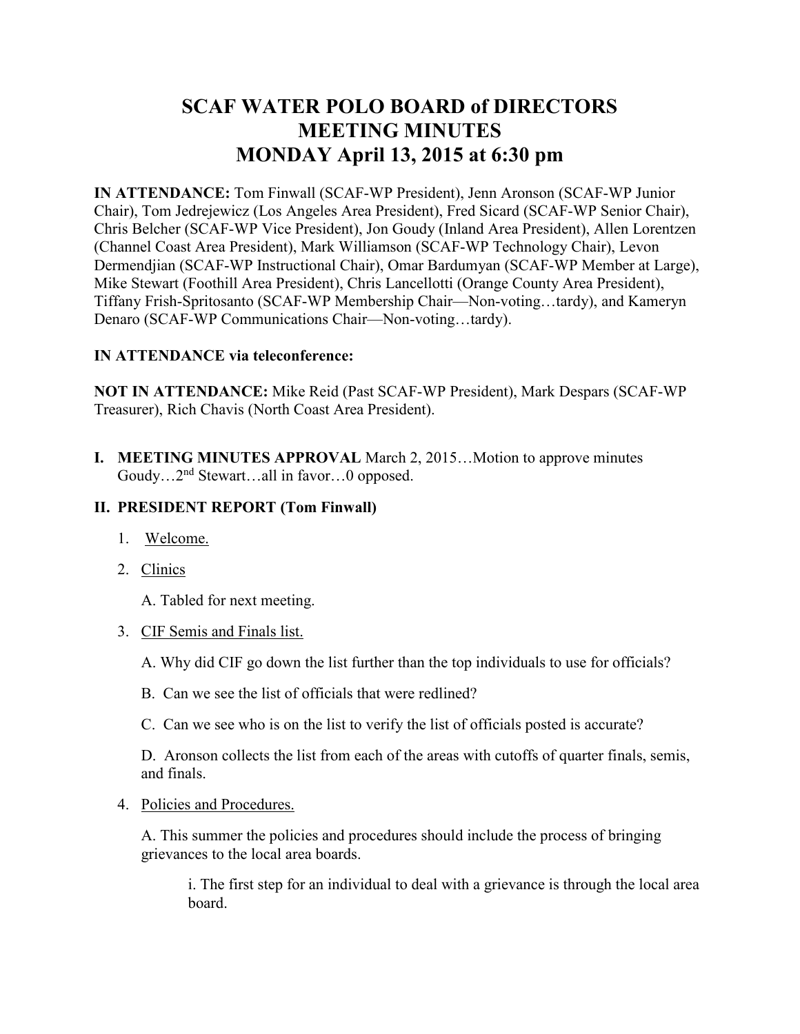# SCAF WATER POLO BOARD of DIRECTORS MEETING MINUTES MONDAY April 13, 2015 at 6:30 pm

**IN ATTENDANCE:** Tom Finwall (SCAF-WP President), Jenn Aronson (SCAF-WP Junior Chair), Tom Jedrejewicz (Los Angeles Area President), Fred Sicard (SCAF-WP Senior Chair), Chris Belcher (SCAF-WP Vice President), Jon Goudy (Inland Area President), Allen Lorentzen (Channel Coast Area President), Mark Williamson (SCAF-WP Technology Chair), Levon Dermendjian (SCAF-WP Instructional Chair), Omar Bardumyan (SCAF-WP Member at Large), Mike Stewart (Foothill Area President), Chris Lancellotti (Orange County Area President), Tiffany Frish-Spritosanto (SCAF-WP Membership Chair—Non-voting…tardy), and Kameryn Denaro (SCAF-WP Communications Chair—Non-voting…tardy).

**IN ATTENDANCE via teleconference:**

**NOT IN ATTENDANCE:** Mike Reid (Past SCAF-WP President), Mark Despars (SCAF-WP Treasurer), Rich Chavis (North Coast Area President).

**I. MEETING MINUTES APPROVAL** March 2, 2015…Motion to approve minutes Goudy…2nd Stewart…all in favor…0 opposed.

**II. PRESIDENT REPORT (Tom Finwall)**

1. Welcome.
2. Clinics

   A. Tabled for next meeting.

3. CIF Semis and Finals list.

   A. Why did CIF go down the list further than the top individuals to use for officials?

   B. Can we see the list of officials that were redlined?

   C. Can we see who is on the list to verify the list of officials posted is accurate?

   D. Aronson collects the list from each of the areas with cutoffs of quarter finals, semis, and finals.

4. Policies and Procedures.

   A. This summer the policies and procedures should include the process of bringing grievances to the local area boards.

      i. The first step for an individual to deal with a grievance is through the local area board.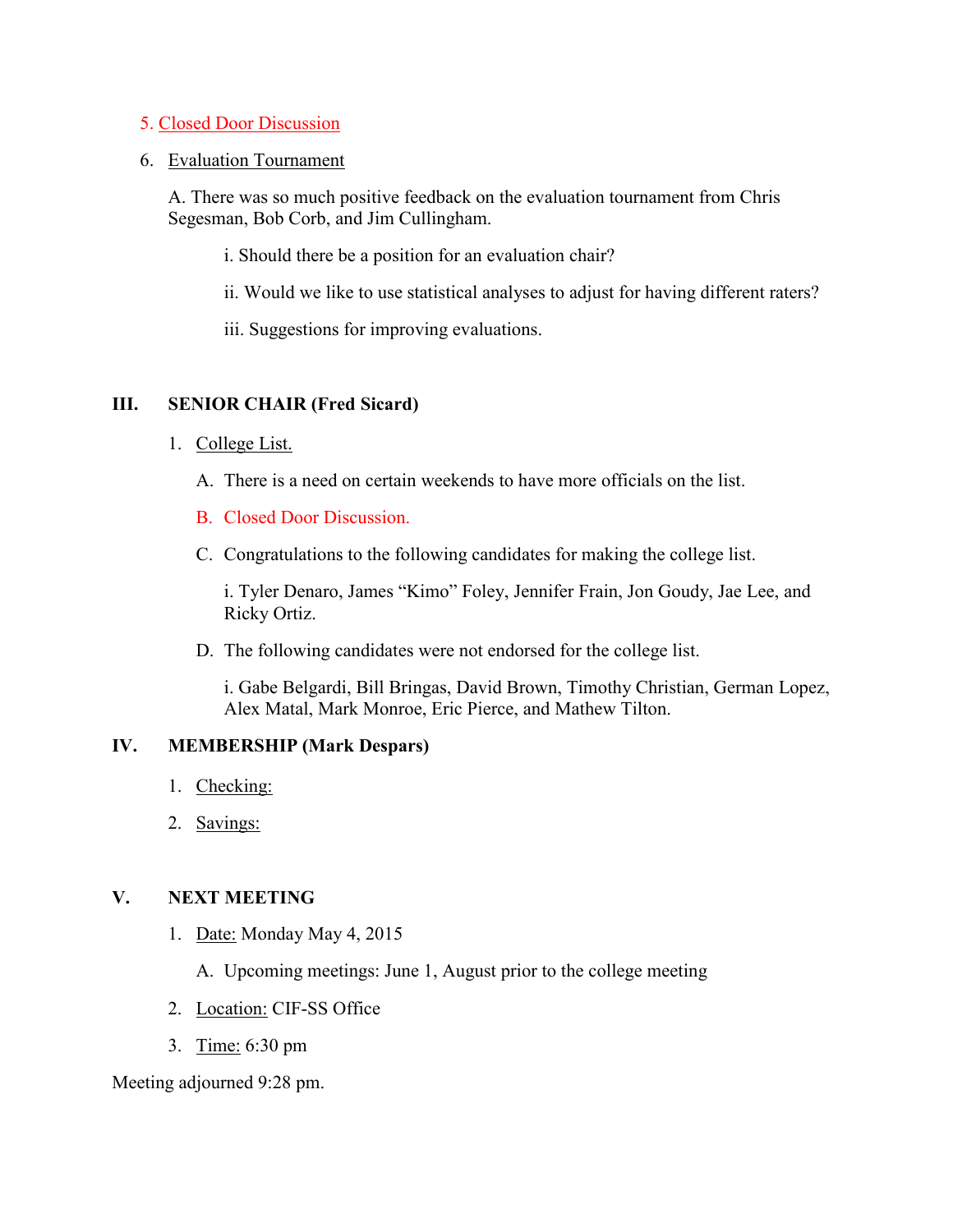5. Closed Door Discussion

6. Evaluation Tournament

   A. There was so much positive feedback on the evaluation tournament from Chris Segesman, Bob Corb, and Jim Cullingham.

      i. Should there be a position for an evaluation chair?

      ii. Would we like to use statistical analyses to adjust for having different raters?

      iii. Suggestions for improving evaluations.

## III. SENIOR CHAIR (Fred Sicard)

1. College List.

   A. There is a need on certain weekends to have more officials on the list.

   B. Closed Door Discussion.

   C. Congratulations to the following candidates for making the college list.

      i. Tyler Denaro, James “Kimo” Foley, Jennifer Frain, Jon Goudy, Jae Lee, and Ricky Ortiz.

   D. The following candidates were not endorsed for the college list.

      i. Gabe Belgardi, Bill Bringas, David Brown, Timothy Christian, German Lopez, Alex Matal, Mark Monroe, Eric Pierce, and Mathew Tilton.

## IV. MEMBERSHIP (Mark Despars)

1. Checking:

2. Savings:

## V. NEXT MEETING

1. Date: Monday May 4, 2015

   A. Upcoming meetings: June 1, August prior to the college meeting

2. Location: CIF-SS Office

3. Time: 6:30 pm

Meeting adjourned 9:28 pm.